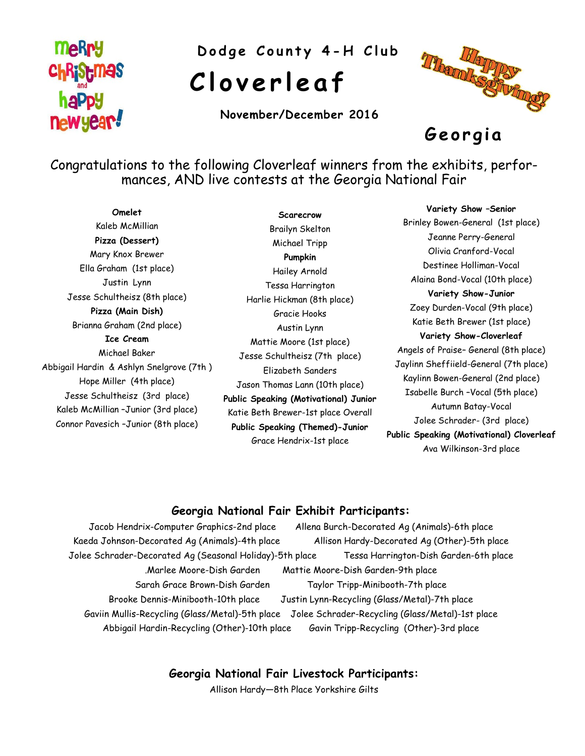Merry Christmas and happy new year!

# Dodge County 4-H Club

# Cloverleaf

**November/December 2016**

Happy Thanksgiving!

## Georgia

Congratulations to the following Cloverleaf winners from the exhibits, performances, AND live contests at the Georgia National Fair

**Omelet**
Kaleb McMillian

**Pizza (Dessert)**
Mary Knox Brewer
Ella Graham (1st place)
Justin Lynn
Jesse Schultheisz (8th place)

**Pizza (Main Dish)**
Brianna Graham (2nd place)

**Ice Cream**
Michael Baker
Abbigail Hardin & Ashlyn Snelgrove (7th )
Hope Miller (4th place)
Jesse Schultheisz (3rd place)
Kaleb McMillian –Junior (3rd place)
Connor Pavesich –Junior (8th place)

**Scarecrow**
Brailyn Skelton
Michael Tripp

**Pumpkin**
Hailey Arnold
Tessa Harrington
Harlie Hickman (8th place)
Gracie Hooks
Austin Lynn
Mattie Moore (1st place)
Jesse Schultheisz (7th place)
Elizabeth Sanders
Jason Thomas Lann (10th place)

**Public Speaking (Motivational) Junior**
Katie Beth Brewer-1st place Overall

**Public Speaking (Themed)-Junior**
Grace Hendrix-1st place

**Variety Show –Senior**
Brinley Bowen-General (1st place)
Jeanne Perry-General
Olivia Cranford-Vocal
Destinee Holliman-Vocal
Alaina Bond-Vocal (10th place)

**Variety Show-Junior**
Zoey Durden-Vocal (9th place)
Katie Beth Brewer (1st place)

**Variety Show-Cloverleaf**
Angels of Praise– General (8th place)
Jaylinn Sheffiield-General (7th place)
Kaylinn Bowen-General (2nd place)
Isabelle Burch –Vocal (5th place)
Autumn Batay-Vocal
Jolee Schrader- (3rd place)

**Public Speaking (Motivational) Cloverleaf**
Ava Wilkinson-3rd place

### Georgia National Fair Exhibit Participants:

Jacob Hendrix-Computer Graphics-2nd place
Allena Burch-Decorated Ag (Animals)-6th place
Kaeda Johnson-Decorated Ag (Animals)-4th place
Allison Hardy-Decorated Ag (Other)-5th place
Jolee Schrader-Decorated Ag (Seasonal Holiday)-5th place
Tessa Harrington-Dish Garden-6th place
.Marlee Moore-Dish Garden
Mattie Moore-Dish Garden-9th place
Sarah Grace Brown-Dish Garden
Taylor Tripp-Minibooth-7th place
Brooke Dennis-Minibooth-10th place
Justin Lynn-Recycling (Glass/Metal)-7th place
Gaviin Mullis-Recycling (Glass/Metal)-5th place
Jolee Schrader-Recycling (Glass/Metal)-1st place
Abbigail Hardin-Recycling (Other)-10th place
Gavin Tripp-Recycling (Other)-3rd place

### Georgia National Fair Livestock Participants:

Allison Hardy—8th Place Yorkshire Gilts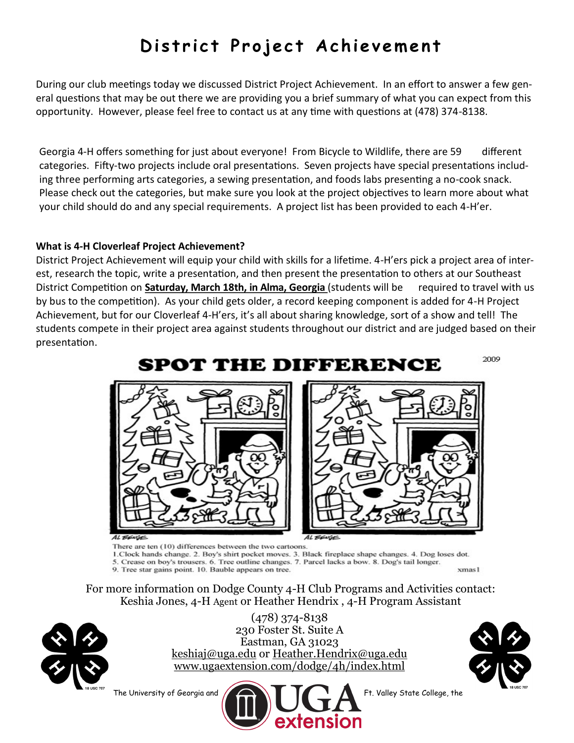# District Project Achievement

During our club meetings today we discussed District Project Achievement. In an effort to answer a few general questions that may be out there we are providing you a brief summary of what you can expect from this opportunity. However, please feel free to contact us at any time with questions at (478) 374-8138.

Georgia 4-H offers something for just about everyone! From Bicycle to Wildlife, there are 59 different categories. Fifty-two projects include oral presentations. Seven projects have special presentations including three performing arts categories, a sewing presentation, and foods labs presenting a no-cook snack. Please check out the categories, but make sure you look at the project objectives to learn more about what your child should do and any special requirements. A project list has been provided to each 4-H'er.

**What is 4-H Cloverleaf Project Achievement?**

District Project Achievement will equip your child with skills for a lifetime. 4-H'ers pick a project area of interest, research the topic, write a presentation, and then present the presentation to others at our Southeast District Competition on **Saturday, March 18th, in Alma, Georgia** (students will be required to travel with us by bus to the competition). As your child gets older, a record keeping component is added for 4-H Project Achievement, but for our Cloverleaf 4-H'ers, it's all about sharing knowledge, sort of a show and tell! The students compete in their project area against students throughout our district and are judged based on their presentation.

## SPOT THE DIFFERENCE

2009

AL BEGGE

AL BEGGE

There are ten (10) differences between the two cartoons.
1.Clock hands change. 2. Boy's shirt pocket moves. 3. Black fireplace shape changes. 4. Dog loses dot.
5. Crease on boy's trousers. 6. Tree outline changes. 7. Parcel lacks a bow. 8. Dog's tail longer.
9. Tree star gains point. 10. Bauble appears on tree.

xmas1

For more information on Dodge County 4-H Club Programs and Activities contact:
Keshia Jones, 4-H Agent or Heather Hendrix , 4-H Program Assistant
(478) 374-8138
230 Foster St. Suite A
Eastman, GA 31023
keshiaj@uga.edu or Heather.Hendrix@uga.edu
www.ugaextension.com/dodge/4h/index.html

The University of Georgia and Ft. Valley State College, the

UGA extension